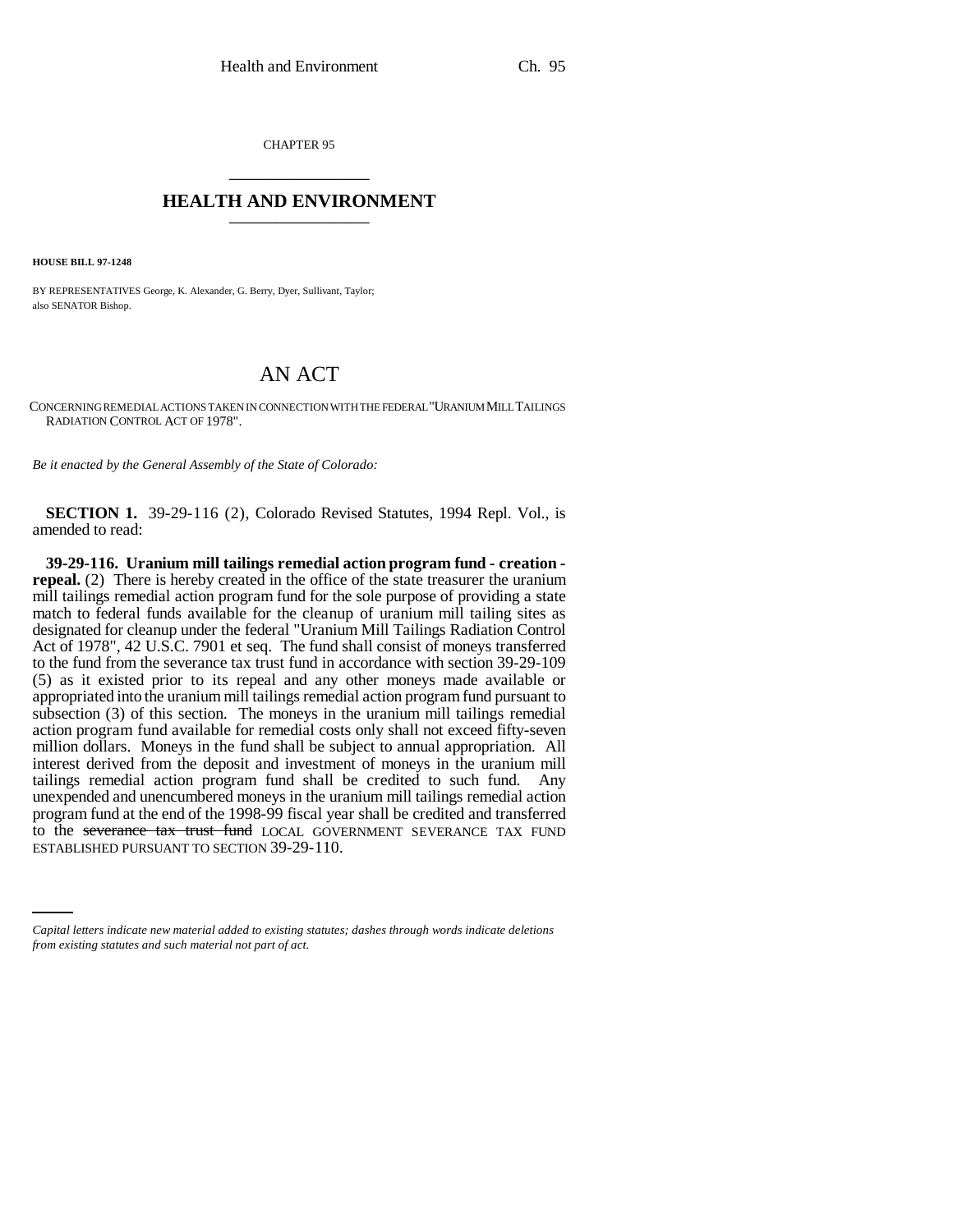CHAPTER 95

# HEALTH AND ENVIRONMENT

**HOUSE BILL 97-1248**

BY REPRESENTATIVES George, K. Alexander, G. Berry, Dyer, Sullivant, Taylor; also SENATOR Bishop.

# AN ACT

CONCERNING REMEDIAL ACTIONS TAKEN IN CONNECTION WITH THE FEDERAL "URANIUM MILL TAILINGS RADIATION CONTROL ACT OF 1978".

*Be it enacted by the General Assembly of the State of Colorado:*

**SECTION 1.** 39-29-116 (2), Colorado Revised Statutes, 1994 Repl. Vol., is amended to read:

**39-29-116. Uranium mill tailings remedial action program fund - creation - repeal.** (2) There is hereby created in the office of the state treasurer the uranium mill tailings remedial action program fund for the sole purpose of providing a state match to federal funds available for the cleanup of uranium mill tailing sites as designated for cleanup under the federal "Uranium Mill Tailings Radiation Control Act of 1978", 42 U.S.C. 7901 et seq. The fund shall consist of moneys transferred to the fund from the severance tax trust fund in accordance with section 39-29-109 (5) as it existed prior to its repeal and any other moneys made available or appropriated into the uranium mill tailings remedial action program fund pursuant to subsection (3) of this section. The moneys in the uranium mill tailings remedial action program fund available for remedial costs only shall not exceed fifty-seven million dollars. Moneys in the fund shall be subject to annual appropriation. All interest derived from the deposit and investment of moneys in the uranium mill tailings remedial action program fund shall be credited to such fund. Any unexpended and unencumbered moneys in the uranium mill tailings remedial action program fund at the end of the 1998-99 fiscal year shall be credited and transferred to the ~~severance tax trust fund~~ LOCAL GOVERNMENT SEVERANCE TAX FUND ESTABLISHED PURSUANT TO SECTION 39-29-110.

*Capital letters indicate new material added to existing statutes; dashes through words indicate deletions from existing statutes and such material not part of act.*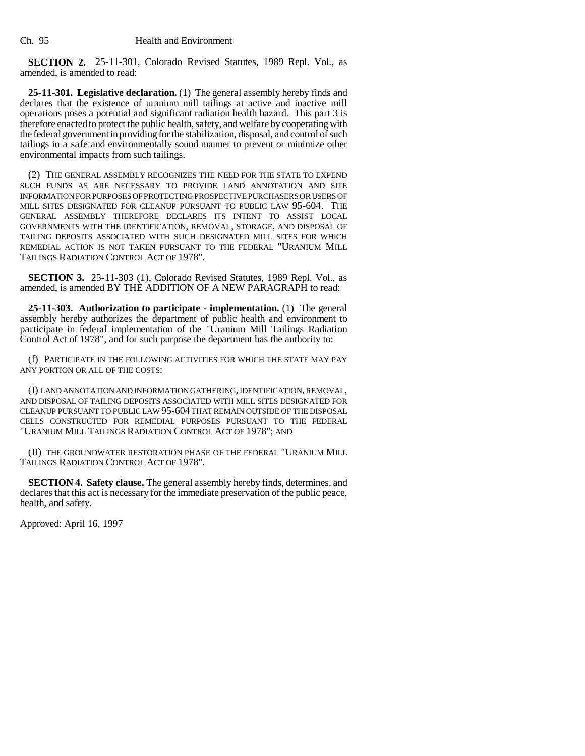**SECTION 2.** 25-11-301, Colorado Revised Statutes, 1989 Repl. Vol., as amended, is amended to read:

**25-11-301. Legislative declaration.** (1) The general assembly hereby finds and declares that the existence of uranium mill tailings at active and inactive mill operations poses a potential and significant radiation health hazard. This part 3 is therefore enacted to protect the public health, safety, and welfare by cooperating with the federal government in providing for the stabilization, disposal, and control of such tailings in a safe and environmentally sound manner to prevent or minimize other environmental impacts from such tailings.

(2) THE GENERAL ASSEMBLY RECOGNIZES THE NEED FOR THE STATE TO EXPEND SUCH FUNDS AS ARE NECESSARY TO PROVIDE LAND ANNOTATION AND SITE INFORMATION FOR PURPOSES OF PROTECTING PROSPECTIVE PURCHASERS OR USERS OF MILL SITES DESIGNATED FOR CLEANUP PURSUANT TO PUBLIC LAW 95-604. THE GENERAL ASSEMBLY THEREFORE DECLARES ITS INTENT TO ASSIST LOCAL GOVERNMENTS WITH THE IDENTIFICATION, REMOVAL, STORAGE, AND DISPOSAL OF TAILING DEPOSITS ASSOCIATED WITH SUCH DESIGNATED MILL SITES FOR WHICH REMEDIAL ACTION IS NOT TAKEN PURSUANT TO THE FEDERAL "URANIUM MILL TAILINGS RADIATION CONTROL ACT OF 1978".

**SECTION 3.** 25-11-303 (1), Colorado Revised Statutes, 1989 Repl. Vol., as amended, is amended BY THE ADDITION OF A NEW PARAGRAPH to read:

**25-11-303. Authorization to participate - implementation.** (1) The general assembly hereby authorizes the department of public health and environment to participate in federal implementation of the "Uranium Mill Tailings Radiation Control Act of 1978", and for such purpose the department has the authority to:

(f) PARTICIPATE IN THE FOLLOWING ACTIVITIES FOR WHICH THE STATE MAY PAY ANY PORTION OR ALL OF THE COSTS:

(I) LAND ANNOTATION AND INFORMATION GATHERING, IDENTIFICATION, REMOVAL, AND DISPOSAL OF TAILING DEPOSITS ASSOCIATED WITH MILL SITES DESIGNATED FOR CLEANUP PURSUANT TO PUBLIC LAW 95-604 THAT REMAIN OUTSIDE OF THE DISPOSAL CELLS CONSTRUCTED FOR REMEDIAL PURPOSES PURSUANT TO THE FEDERAL "URANIUM MILL TAILINGS RADIATION CONTROL ACT OF 1978"; AND

(II) THE GROUNDWATER RESTORATION PHASE OF THE FEDERAL "URANIUM MILL TAILINGS RADIATION CONTROL ACT OF 1978".

**SECTION 4. Safety clause.** The general assembly hereby finds, determines, and declares that this act is necessary for the immediate preservation of the public peace, health, and safety.

Approved: April 16, 1997